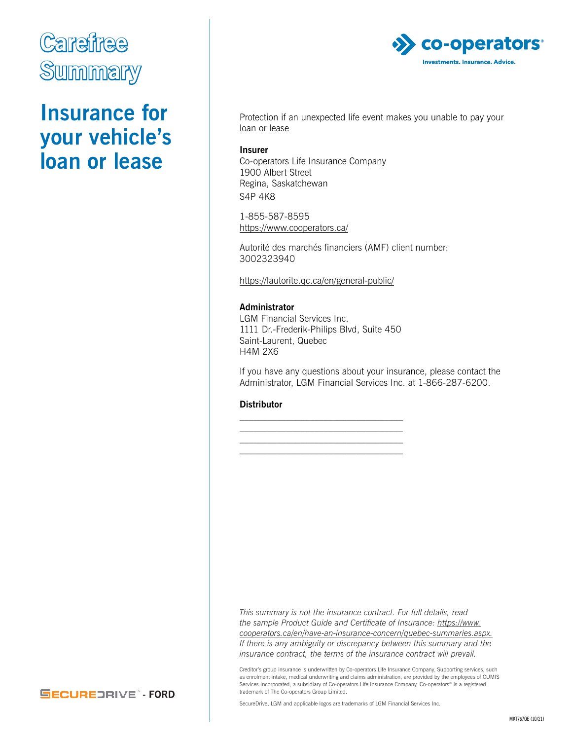# Carefree Summary

## Insurance for your vehicle's loan or lease

co-operators
Investments. Insurance. Advice.

Protection if an unexpected life event makes you unable to pay your loan or lease

**Insurer**
Co-operators Life Insurance Company
1900 Albert Street
Regina, Saskatchewan
S4P 4K8

1-855-587-8595
https://www.cooperators.ca/

Autorité des marchés financiers (AMF) client number:
3002323940

https://lautorite.qc.ca/en/general-public/

**Administrator**
LGM Financial Services Inc.
1111 Dr.-Frederik-Philips Blvd, Suite 450
Saint-Laurent, Quebec
H4M 2X6

If you have any questions about your insurance, please contact the Administrator, LGM Financial Services Inc. at 1-866-287-6200.

**Distributor**

\_\_\_\_\_\_\_\_\_\_\_\_\_\_\_\_\_\_\_\_\_\_\_\_\_\_\_\_\_\_\_\_\_\_\_\_

\_\_\_\_\_\_\_\_\_\_\_\_\_\_\_\_\_\_\_\_\_\_\_\_\_\_\_\_\_\_\_\_\_\_\_\_

\_\_\_\_\_\_\_\_\_\_\_\_\_\_\_\_\_\_\_\_\_\_\_\_\_\_\_\_\_\_\_\_\_\_\_\_

\_\_\_\_\_\_\_\_\_\_\_\_\_\_\_\_\_\_\_\_\_\_\_\_\_\_\_\_\_\_\_\_\_\_\_\_

*This summary is not the insurance contract. For full details, read the sample Product Guide and Certificate of Insurance: https://www.cooperators.ca/en/have-an-insurance-concern/quebec-summaries.aspx. If there is any ambiguity or discrepancy between this summary and the insurance contract, the terms of the insurance contract will prevail.*

Creditor's group insurance is underwritten by Co-operators Life Insurance Company. Supporting services, such as enrolment intake, medical underwriting and claims administration, are provided by the employees of CUMIS Services Incorporated, a subsidiary of Co-operators Life Insurance Company. Co-operators® is a registered trademark of The Co-operators Group Limited.

SecureDrive, LGM and applicable logos are trademarks of LGM Financial Services Inc.

SECUREDRIVE™ - FORD

MKT767QE (10/21)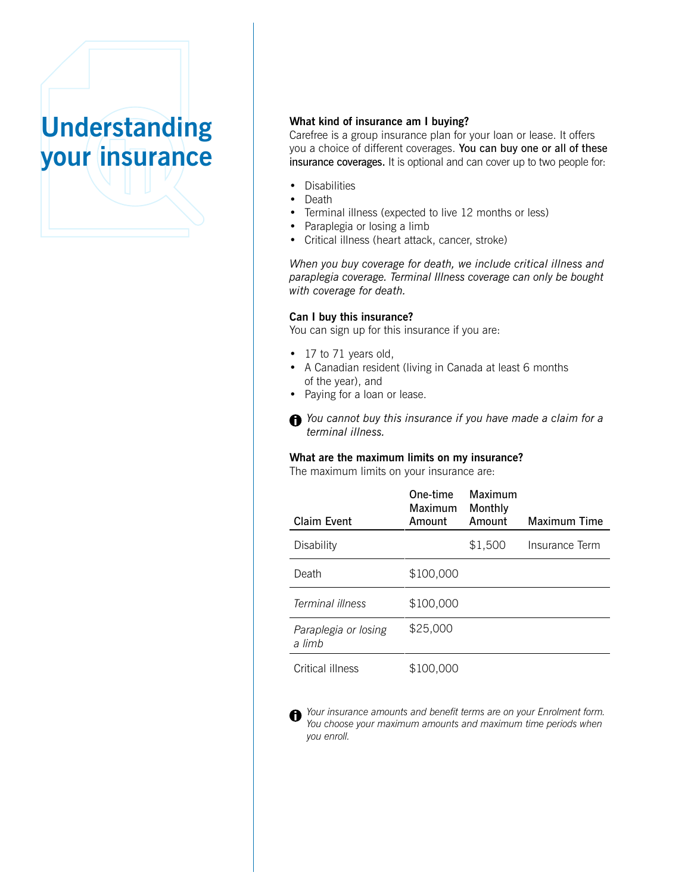# Understanding your insurance

**What kind of insurance am I buying?**

Carefree is a group insurance plan for your loan or lease. It offers you a choice of different coverages. **You can buy one or all of these insurance coverages.** It is optional and can cover up to two people for:

- Disabilities
- Death
- Terminal illness (expected to live 12 months or less)
- Paraplegia or losing a limb
- Critical illness (heart attack, cancer, stroke)

*When you buy coverage for death, we include critical illness and paraplegia coverage. Terminal Illness coverage can only be bought with coverage for death.*

**Can I buy this insurance?**

You can sign up for this insurance if you are:

- 17 to 71 years old,
- A Canadian resident (living in Canada at least 6 months of the year), and
- Paying for a loan or lease.

*You cannot buy this insurance if you have made a claim for a terminal illness.*

**What are the maximum limits on my insurance?**

The maximum limits on your insurance are:

| Claim Event | One-time Maximum Amount | Maximum Monthly Amount | Maximum Time |
|---|---|---|---|
| Disability | | $1,500 | Insurance Term |
| Death | $100,000 | | |
| *Terminal illness* | $100,000 | | |
| *Paraplegia or losing a limb* | $25,000 | | |
| Critical illness | $100,000 | | |

*Your insurance amounts and benefit terms are on your Enrolment form. You choose your maximum amounts and maximum time periods when you enroll.*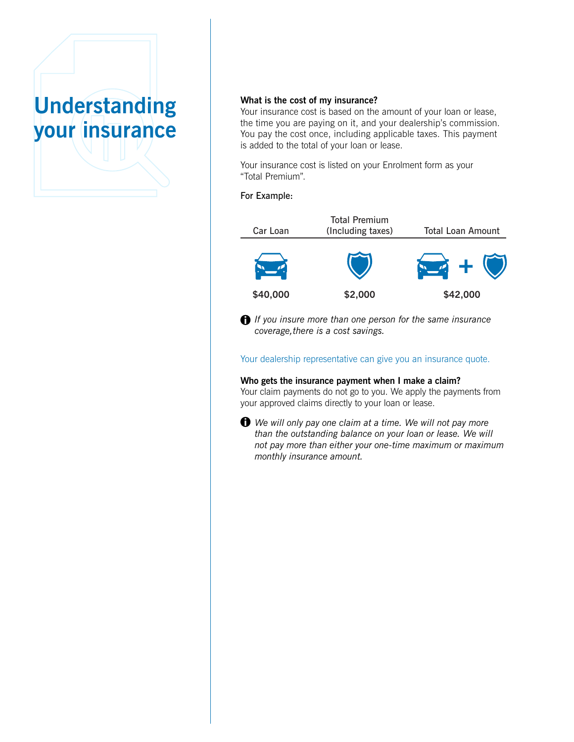# Understanding your insurance

**What is the cost of my insurance?**

Your insurance cost is based on the amount of your loan or lease, the time you are paying on it, and your dealership's commission. You pay the cost once, including applicable taxes. This payment is added to the total of your loan or lease.

Your insurance cost is listed on your Enrolment form as your "Total Premium".

For Example:

| Car Loan | Total Premium (Including taxes) | Total Loan Amount |
|---|---|---|
| $40,000 | $2,000 | $42,000 |

*If you insure more than one person for the same insurance coverage, there is a cost savings.*

Your dealership representative can give you an insurance quote.

**Who gets the insurance payment when I make a claim?**

Your claim payments do not go to you. We apply the payments from your approved claims directly to your loan or lease.

*We will only pay one claim at a time. We will not pay more than the outstanding balance on your loan or lease. We will not pay more than either your one-time maximum or maximum monthly insurance amount.*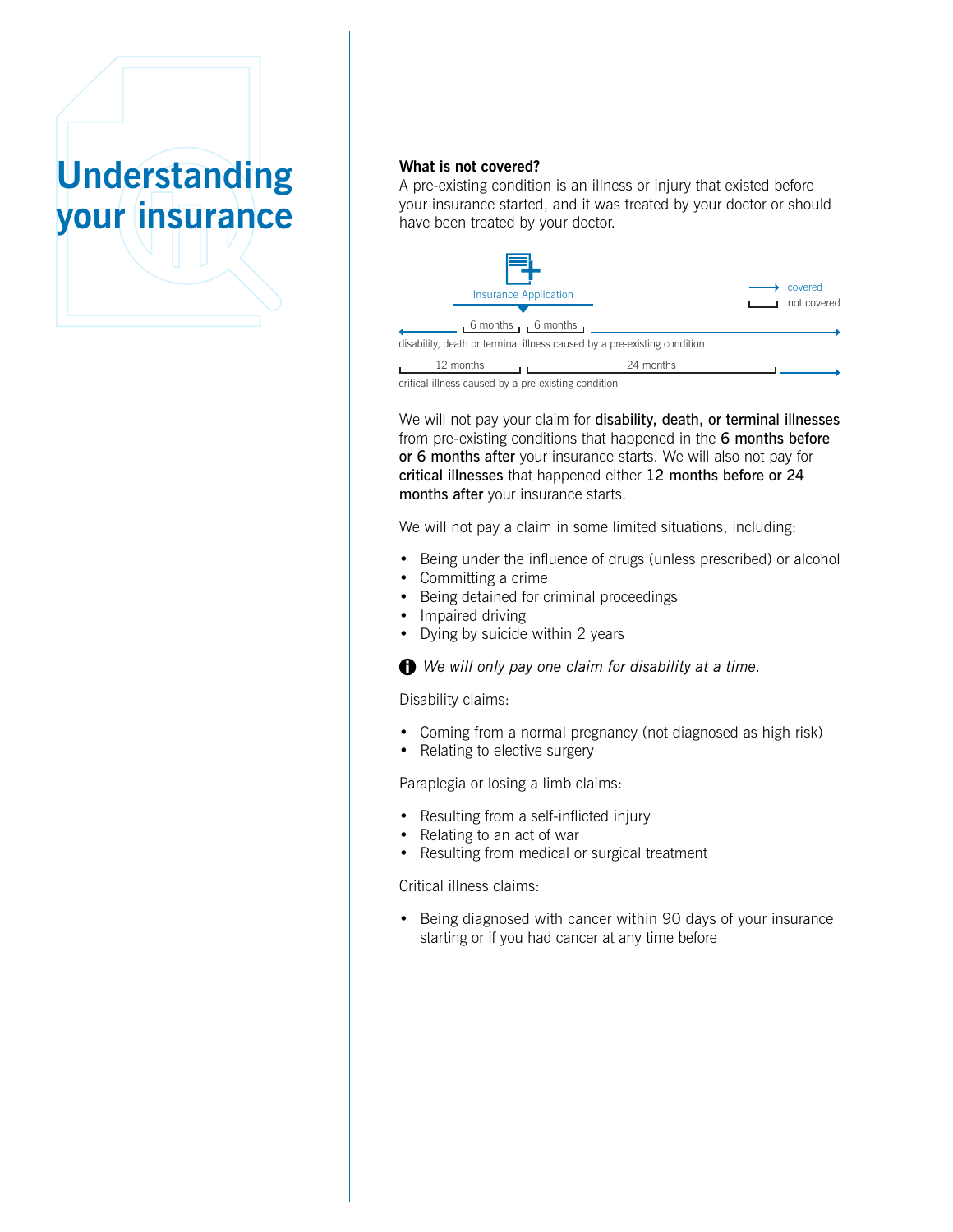# Understanding your insurance

**What is not covered?**

A pre-existing condition is an illness or injury that existed before your insurance started, and it was treated by your doctor or should have been treated by your doctor.

Insurance Application

covered
not covered

6 months | 6 months
disability, death or terminal illness caused by a pre-existing condition

12 months | 24 months
critical illness caused by a pre-existing condition

We will not pay your claim for **disability, death, or terminal illnesses** from pre-existing conditions that happened in the **6 months before or 6 months after** your insurance starts. We will also not pay for **critical illnesses** that happened either **12 months before or 24 months after** your insurance starts.

We will not pay a claim in some limited situations, including:

- Being under the influence of drugs (unless prescribed) or alcohol
- Committing a crime
- Being detained for criminal proceedings
- Impaired driving
- Dying by suicide within 2 years

*We will only pay one claim for disability at a time.*

Disability claims:

- Coming from a normal pregnancy (not diagnosed as high risk)
- Relating to elective surgery

Paraplegia or losing a limb claims:

- Resulting from a self-inflicted injury
- Relating to an act of war
- Resulting from medical or surgical treatment

Critical illness claims:

- Being diagnosed with cancer within 90 days of your insurance starting or if you had cancer at any time before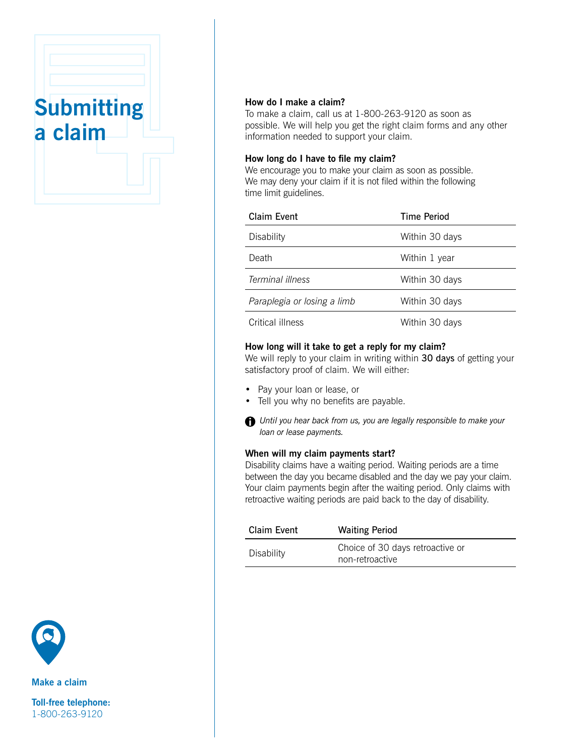# Submitting a claim

### How do I make a claim?

To make a claim, call us at 1-800-263-9120 as soon as possible. We will help you get the right claim forms and any other information needed to support your claim.

### How long do I have to file my claim?

We encourage you to make your claim as soon as possible. We may deny your claim if it is not filed within the following time limit guidelines.

| Claim Event | Time Period |
|---|---|
| Disability | Within 30 days |
| Death | Within 1 year |
| *Terminal illness* | Within 30 days |
| *Paraplegia or losing a limb* | Within 30 days |
| Critical illness | Within 30 days |

### How long will it take to get a reply for my claim?

We will reply to your claim in writing within **30 days** of getting your satisfactory proof of claim. We will either:

- Pay your loan or lease, or
- Tell you why no benefits are payable.

*Until you hear back from us, you are legally responsible to make your loan or lease payments.*

### When will my claim payments start?

Disability claims have a waiting period. Waiting periods are a time between the day you became disabled and the day we pay your claim. Your claim payments begin after the waiting period. Only claims with retroactive waiting periods are paid back to the day of disability.

| Claim Event | Waiting Period |
|---|---|
| Disability | Choice of 30 days retroactive or non-retroactive |

**Make a claim**

**Toll-free telephone:**
1-800-263-9120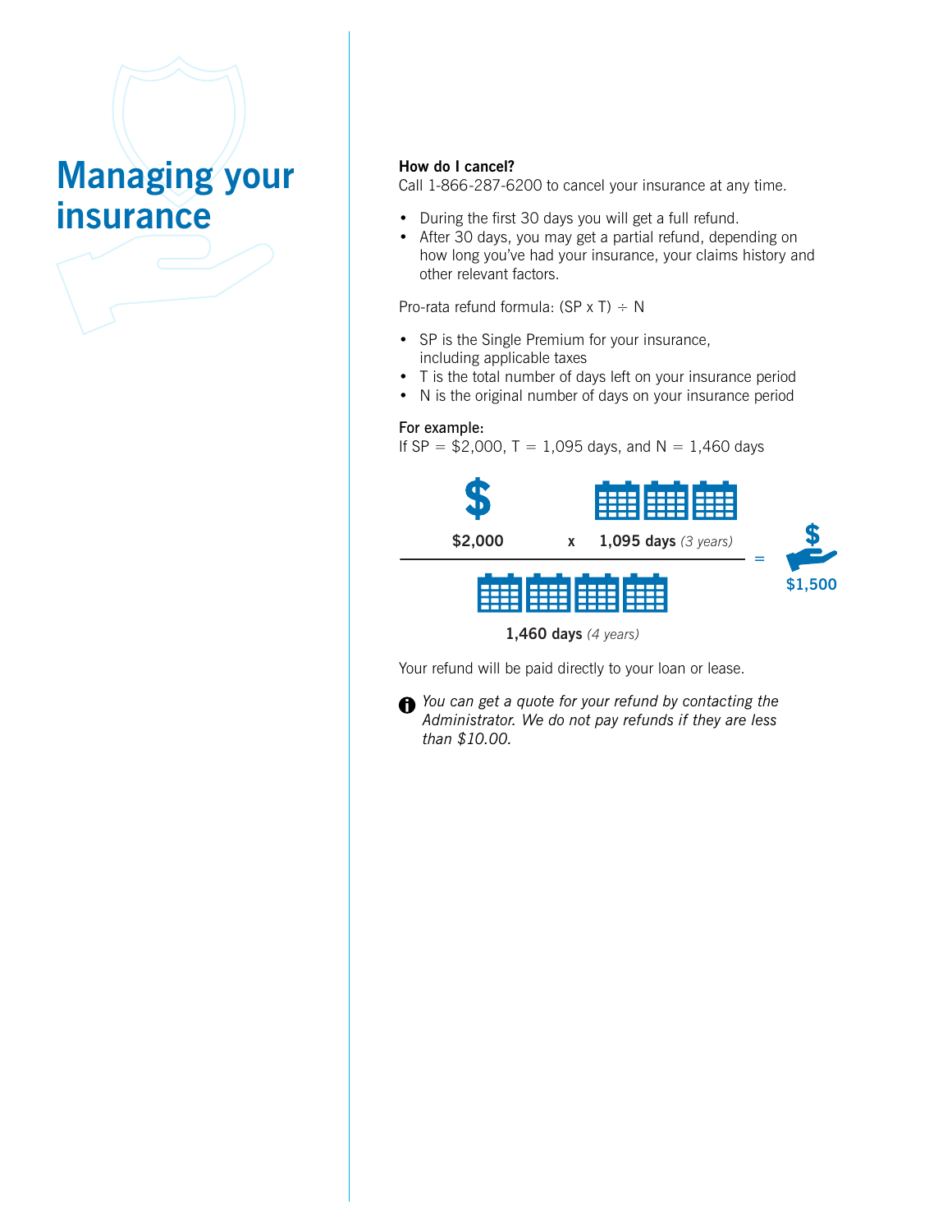# Managing your insurance

**How do I cancel?**

Call 1-866-287-6200 to cancel your insurance at any time.

- During the first 30 days you will get a full refund.
- After 30 days, you may get a partial refund, depending on how long you've had your insurance, your claims history and other relevant factors.

Pro-rata refund formula: $(SP \times T) \div N$

- SP is the Single Premium for your insurance, including applicable taxes
- T is the total number of days left on your insurance period
- N is the original number of days on your insurance period

**For example:**

If SP = $2,000, T = 1,095 days, and N = 1,460 days

$$\frac{\$2{,}000 \times 1{,}095 \text{ days } (3 \text{ years})}{1{,}460 \text{ days } (4 \text{ years})} = \$1{,}500$$

Your refund will be paid directly to your loan or lease.

*You can get a quote for your refund by contacting the Administrator. We do not pay refunds if they are less than $10.00.*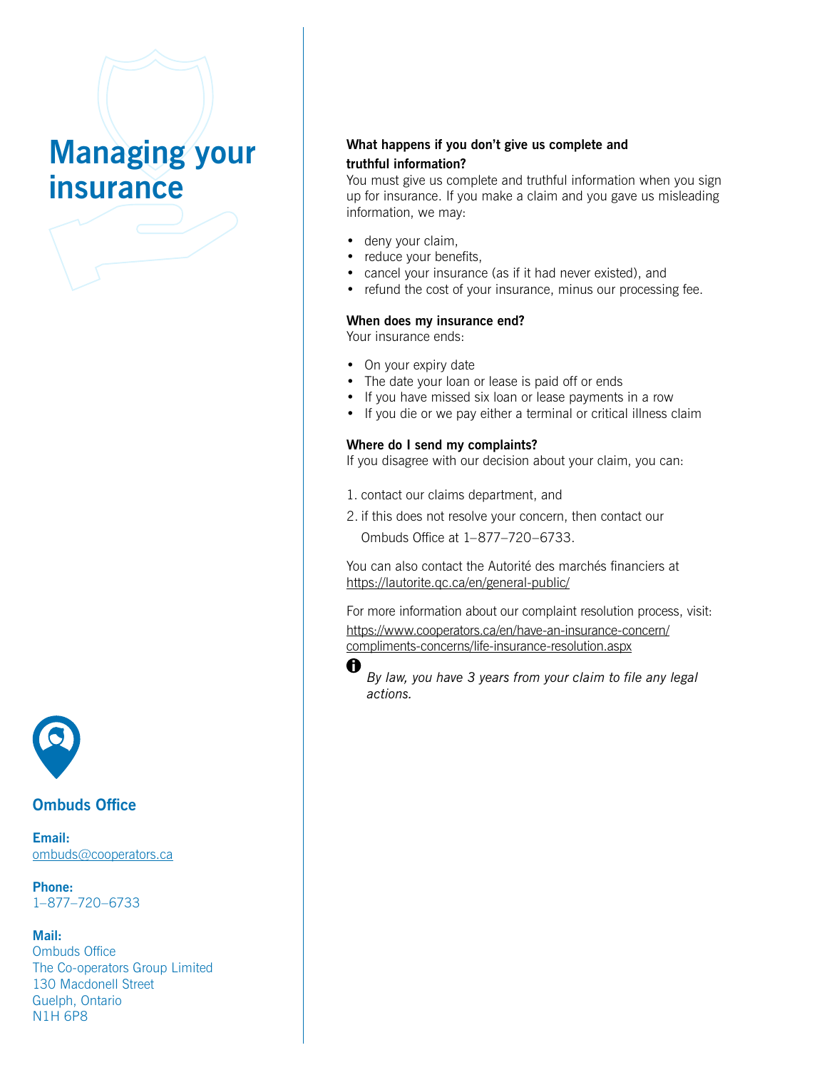# Managing your insurance

**What happens if you don't give us complete and truthful information?**

You must give us complete and truthful information when you sign up for insurance. If you make a claim and you gave us misleading information, we may:

- deny your claim,
- reduce your benefits,
- cancel your insurance (as if it had never existed), and
- refund the cost of your insurance, minus our processing fee.

**When does my insurance end?**

Your insurance ends:

- On your expiry date
- The date your loan or lease is paid off or ends
- If you have missed six loan or lease payments in a row
- If you die or we pay either a terminal or critical illness claim

**Where do I send my complaints?**

If you disagree with our decision about your claim, you can:

1. contact our claims department, and
2. if this does not resolve your concern, then contact our Ombuds Office at 1–877–720–6733.

You can also contact the Autorité des marchés financiers at https://lautorite.qc.ca/en/general-public/

For more information about our complaint resolution process, visit: https://www.cooperators.ca/en/have-an-insurance-concern/compliments-concerns/life-insurance-resolution.aspx

*By law, you have 3 years from your claim to file any legal actions.*

## Ombuds Office

**Email:**
ombuds@cooperators.ca

**Phone:**
1–877–720–6733

**Mail:**
Ombuds Office
The Co-operators Group Limited
130 Macdonell Street
Guelph, Ontario
N1H 6P8